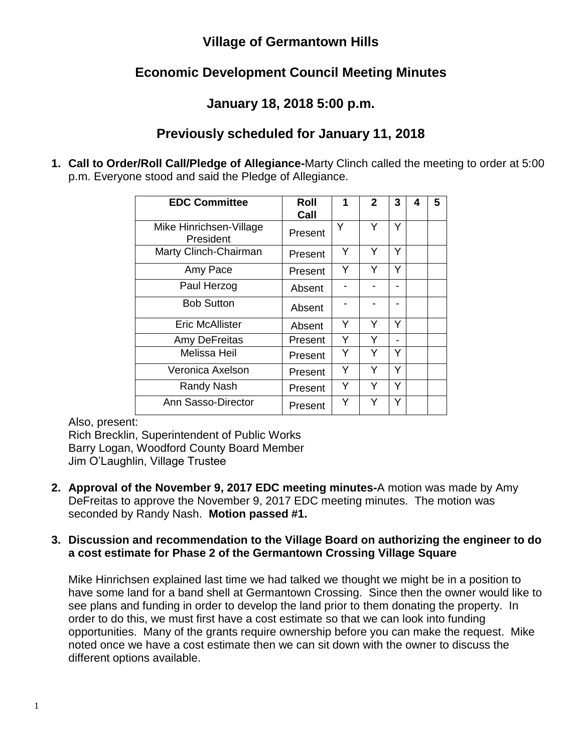# Village of Germantown Hills

## Economic Development Council Meeting Minutes

## January 18, 2018 5:00 p.m.

## Previously scheduled for January 11, 2018

1. **Call to Order/Roll Call/Pledge of Allegiance-**Marty Clinch called the meeting to order at 5:00 p.m. Everyone stood and said the Pledge of Allegiance.

| EDC Committee | Roll Call | 1 | 2 | 3 | 4 | 5 |
|---|---|---|---|---|---|---|
| Mike Hinrichsen-Village President | Present | Y | Y | Y | | |
| Marty Clinch-Chairman | Present | Y | Y | Y | | |
| Amy Pace | Present | Y | Y | Y | | |
| Paul Herzog | Absent | - | - | - | | |
| Bob Sutton | Absent | - | - | - | | |
| Eric McAllister | Absent | Y | Y | Y | | |
| Amy DeFreitas | Present | Y | Y | - | | |
| Melissa Heil | Present | Y | Y | Y | | |
| Veronica Axelson | Present | Y | Y | Y | | |
| Randy Nash | Present | Y | Y | Y | | |
| Ann Sasso-Director | Present | Y | Y | Y | | |

Also, present:
Rich Brecklin, Superintendent of Public Works
Barry Logan, Woodford County Board Member
Jim O'Laughlin, Village Trustee

2. **Approval of the November 9, 2017 EDC meeting minutes-**A motion was made by Amy DeFreitas to approve the November 9, 2017 EDC meeting minutes. The motion was seconded by Randy Nash. **Motion passed #1.**

3. **Discussion and recommendation to the Village Board on authorizing the engineer to do a cost estimate for Phase 2 of the Germantown Crossing Village Square**

   Mike Hinrichsen explained last time we had talked we thought we might be in a position to have some land for a band shell at Germantown Crossing. Since then the owner would like to see plans and funding in order to develop the land prior to them donating the property. In order to do this, we must first have a cost estimate so that we can look into funding opportunities. Many of the grants require ownership before you can make the request. Mike noted once we have a cost estimate then we can sit down with the owner to discuss the different options available.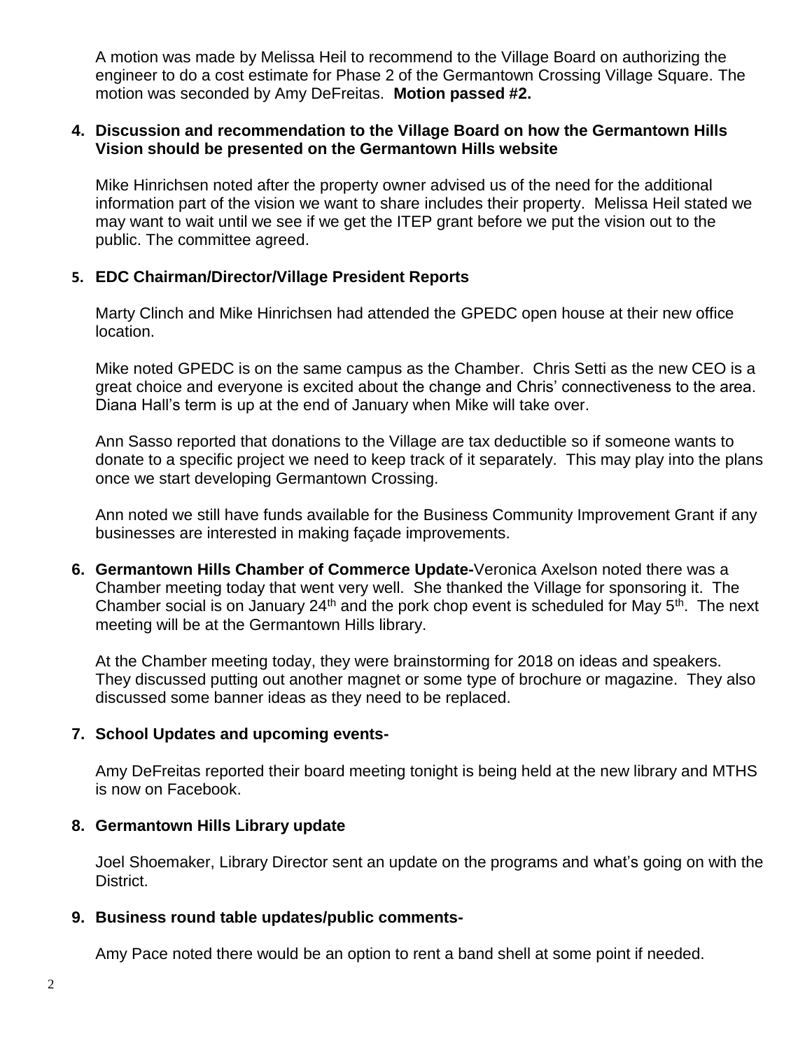A motion was made by Melissa Heil to recommend to the Village Board on authorizing the engineer to do a cost estimate for Phase 2 of the Germantown Crossing Village Square. The motion was seconded by Amy DeFreitas. **Motion passed #2.**

**4. Discussion and recommendation to the Village Board on how the Germantown Hills Vision should be presented on the Germantown Hills website**

Mike Hinrichsen noted after the property owner advised us of the need for the additional information part of the vision we want to share includes their property. Melissa Heil stated we may want to wait until we see if we get the ITEP grant before we put the vision out to the public. The committee agreed.

**5. EDC Chairman/Director/Village President Reports**

Marty Clinch and Mike Hinrichsen had attended the GPEDC open house at their new office location.

Mike noted GPEDC is on the same campus as the Chamber. Chris Setti as the new CEO is a great choice and everyone is excited about the change and Chris' connectiveness to the area. Diana Hall's term is up at the end of January when Mike will take over.

Ann Sasso reported that donations to the Village are tax deductible so if someone wants to donate to a specific project we need to keep track of it separately. This may play into the plans once we start developing Germantown Crossing.

Ann noted we still have funds available for the Business Community Improvement Grant if any businesses are interested in making façade improvements.

**6. Germantown Hills Chamber of Commerce Update-**Veronica Axelson noted there was a Chamber meeting today that went very well. She thanked the Village for sponsoring it. The Chamber social is on January 24th and the pork chop event is scheduled for May 5th. The next meeting will be at the Germantown Hills library.

At the Chamber meeting today, they were brainstorming for 2018 on ideas and speakers. They discussed putting out another magnet or some type of brochure or magazine. They also discussed some banner ideas as they need to be replaced.

**7. School Updates and upcoming events-**

Amy DeFreitas reported their board meeting tonight is being held at the new library and MTHS is now on Facebook.

**8. Germantown Hills Library update**

Joel Shoemaker, Library Director sent an update on the programs and what's going on with the District.

**9. Business round table updates/public comments-**

Amy Pace noted there would be an option to rent a band shell at some point if needed.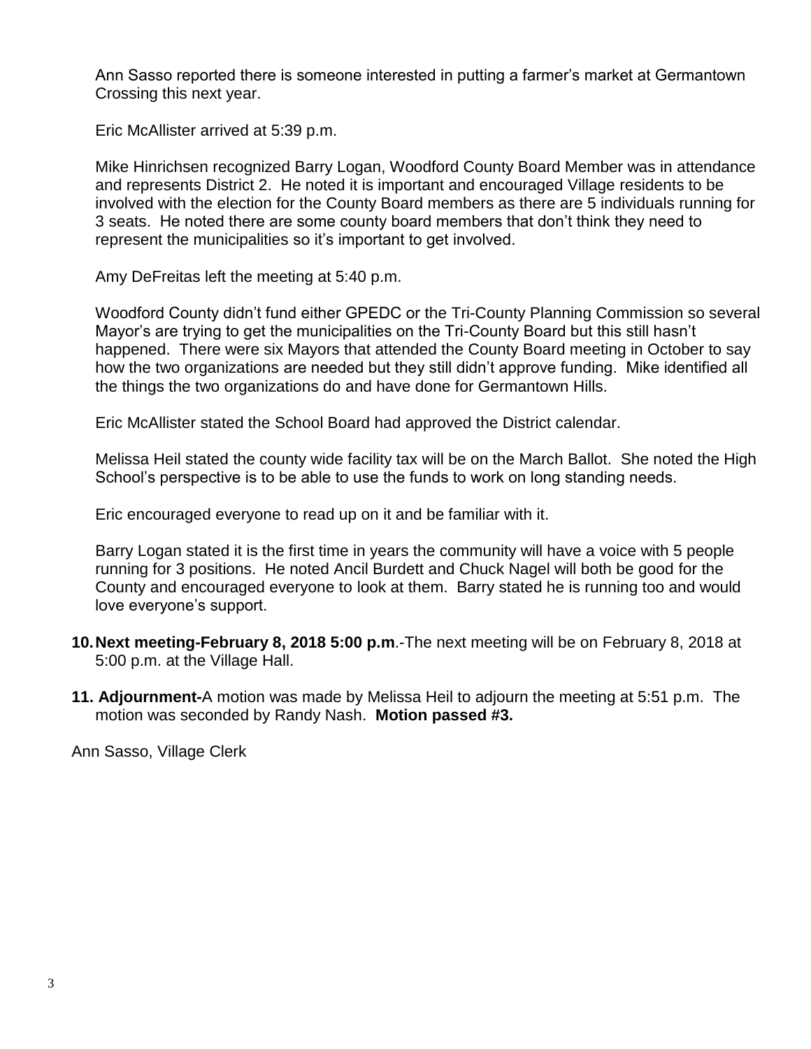Ann Sasso reported there is someone interested in putting a farmer's market at Germantown Crossing this next year.

Eric McAllister arrived at 5:39 p.m.

Mike Hinrichsen recognized Barry Logan, Woodford County Board Member was in attendance and represents District 2. He noted it is important and encouraged Village residents to be involved with the election for the County Board members as there are 5 individuals running for 3 seats. He noted there are some county board members that don't think they need to represent the municipalities so it's important to get involved.

Amy DeFreitas left the meeting at 5:40 p.m.

Woodford County didn't fund either GPEDC or the Tri-County Planning Commission so several Mayor's are trying to get the municipalities on the Tri-County Board but this still hasn't happened. There were six Mayors that attended the County Board meeting in October to say how the two organizations are needed but they still didn't approve funding. Mike identified all the things the two organizations do and have done for Germantown Hills.

Eric McAllister stated the School Board had approved the District calendar.

Melissa Heil stated the county wide facility tax will be on the March Ballot. She noted the High School's perspective is to be able to use the funds to work on long standing needs.

Eric encouraged everyone to read up on it and be familiar with it.

Barry Logan stated it is the first time in years the community will have a voice with 5 people running for 3 positions. He noted Ancil Burdett and Chuck Nagel will both be good for the County and encouraged everyone to look at them. Barry stated he is running too and would love everyone's support.

10. **Next meeting-February 8, 2018 5:00 p.m**.-The next meeting will be on February 8, 2018 at 5:00 p.m. at the Village Hall.

11. **Adjournment-**A motion was made by Melissa Heil to adjourn the meeting at 5:51 p.m. The motion was seconded by Randy Nash. **Motion passed #3.**

Ann Sasso, Village Clerk